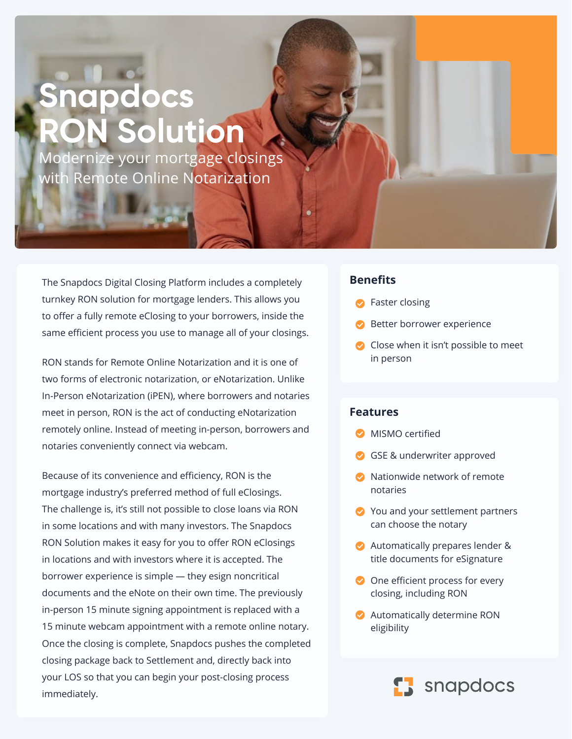# Snapdocs RON Solution

Modernize your mortgage closings with Remote Online Notarization

The Snapdocs Digital Closing Platform includes a completely turnkey RON solution for mortgage lenders. This allows you to offer a fully remote eClosing to your borrowers, inside the same efficient process you use to manage all of your closings.

RON stands for Remote Online Notarization and it is one of two forms of electronic notarization, or eNotarization. Unlike In-Person eNotarization (iPEN), where borrowers and notaries meet in person, RON is the act of conducting eNotarization remotely online. Instead of meeting in-person, borrowers and notaries conveniently connect via webcam.

Because of its convenience and efficiency, RON is the mortgage industry's preferred method of full eClosings. The challenge is, it's still not possible to close loans via RON in some locations and with many investors. The Snapdocs RON Solution makes it easy for you to offer RON eClosings in locations and with investors where it is accepted. The borrower experience is simple — they esign noncritical documents and the eNote on their own time. The previously in-person 15 minute signing appointment is replaced with a 15 minute webcam appointment with a remote online notary. Once the closing is complete, Snapdocs pushes the completed closing package back to Settlement and, directly back into your LOS so that you can begin your post-closing process immediately.

## Benefits

- Faster closing
- Better borrower experience
- Close when it isn't possible to meet in person

## Features

- MISMO certified
- GSE & underwriter approved
- Nationwide network of remote notaries
- You and your settlement partners can choose the notary
- Automatically prepares lender & title documents for eSignature
- One efficient process for every closing, including RON
- Automatically determine RON eligibility

snapdocs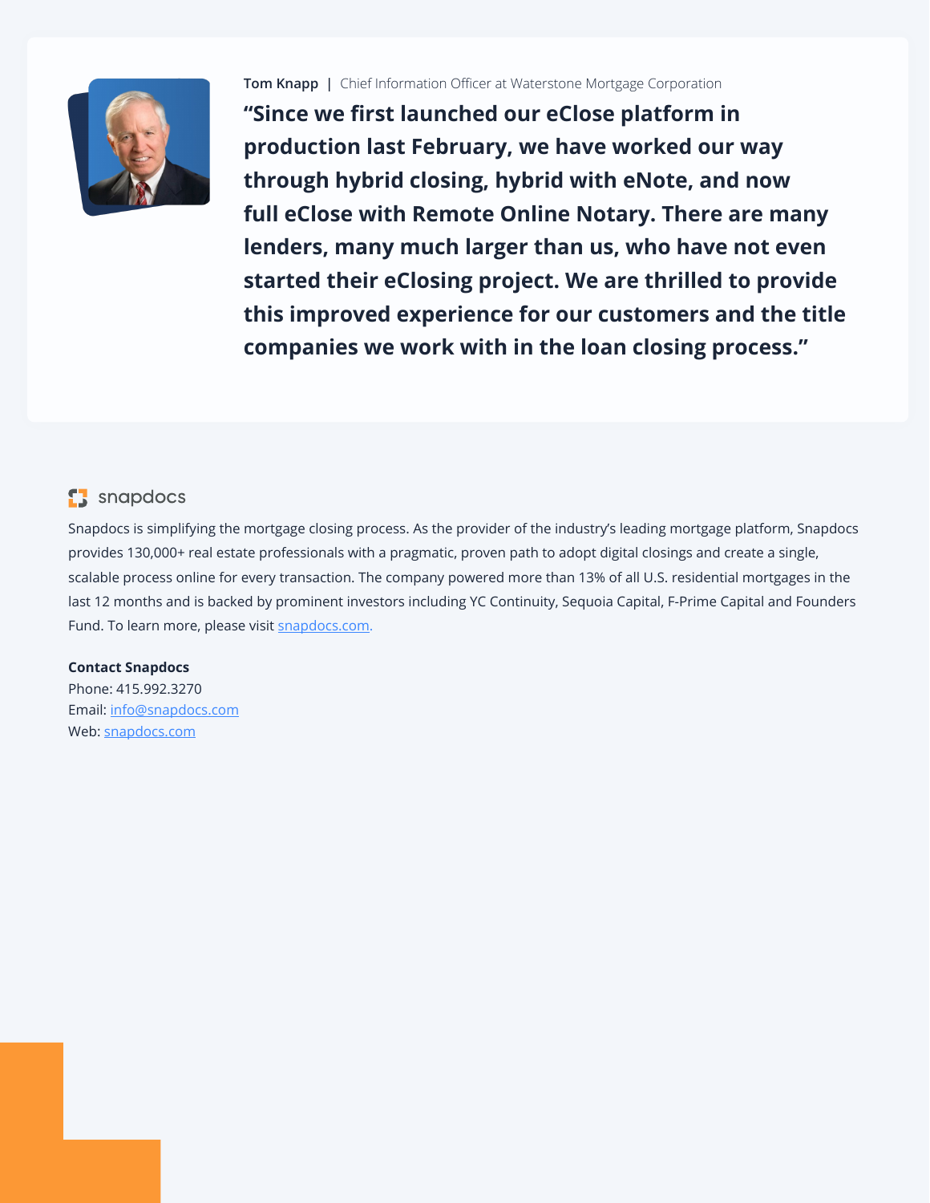**Tom Knapp** | Chief Information Officer at Waterstone Mortgage Corporation

**“Since we first launched our eClose platform in production last February, we have worked our way through hybrid closing, hybrid with eNote, and now full eClose with Remote Online Notary. There are many lenders, many much larger than us, who have not even started their eClosing project. We are thrilled to provide this improved experience for our customers and the title companies we work with in the loan closing process.”**

snapdocs

Snapdocs is simplifying the mortgage closing process. As the provider of the industry’s leading mortgage platform, Snapdocs provides 130,000+ real estate professionals with a pragmatic, proven path to adopt digital closings and create a single, scalable process online for every transaction. The company powered more than 13% of all U.S. residential mortgages in the last 12 months and is backed by prominent investors including YC Continuity, Sequoia Capital, F-Prime Capital and Founders Fund. To learn more, please visit snapdocs.com.

**Contact Snapdocs**
Phone: 415.992.3270
Email: info@snapdocs.com
Web: snapdocs.com